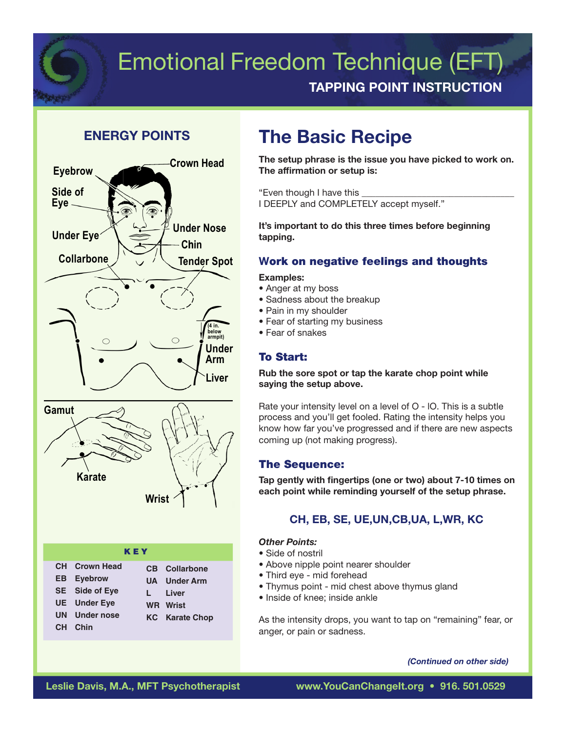# Emotional Freedom Technique (EFT)

**TAPPING POINT INSTRUCTION**

## ENERGY POINTS

Crown Head
Eyebrow
Side of Eye
Under Eye
Under Nose
Chin
Collarbone
Tender Spot
(4 in. below armpit)
Under Arm
Liver
Gamut
Karate
Wrist

| KEY | | | |
|---|---|---|---|
| CH | Crown Head | CB | Collarbone |
| EB | Eyebrow | UA | Under Arm |
| SE | Side of Eye | L | Liver |
| UE | Under Eye | WR | Wrist |
| UN | Under nose | KC | Karate Chop |
| CH | Chin | | |

## The Basic Recipe

**The setup phrase is the issue you have picked to work on. The affirmation or setup is:**

"Even though I have this ______________________________
I DEEPLY and COMPLETELY accept myself."

**It's important to do this three times before beginning tapping.**

### Work on negative feelings and thoughts

**Examples:**

- Anger at my boss
- Sadness about the breakup
- Pain in my shoulder
- Fear of starting my business
- Fear of snakes

### To Start:

**Rub the sore spot or tap the karate chop point while saying the setup above.**

Rate your intensity level on a level of O - IO. This is a subtle process and you'll get fooled. Rating the intensity helps you know how far you've progressed and if there are new aspects coming up (not making progress).

### The Sequence:

**Tap gently with fingertips (one or two) about 7-10 times on each point while reminding yourself of the setup phrase.**

**CH, EB, SE, UE,UN,CB,UA, L,WR, KC**

***Other Points:***

- Side of nostril
- Above nipple point nearer shoulder
- Third eye - mid forehead
- Thymus point - mid chest above thymus gland
- Inside of knee; inside ankle

As the intensity drops, you want to tap on "remaining" fear, or anger, or pain or sadness.

***(Continued on other side)***

**Leslie Davis, M.A., MFT Psychotherapist** **www.YouCanChangeIt.org • 916. 501.0529**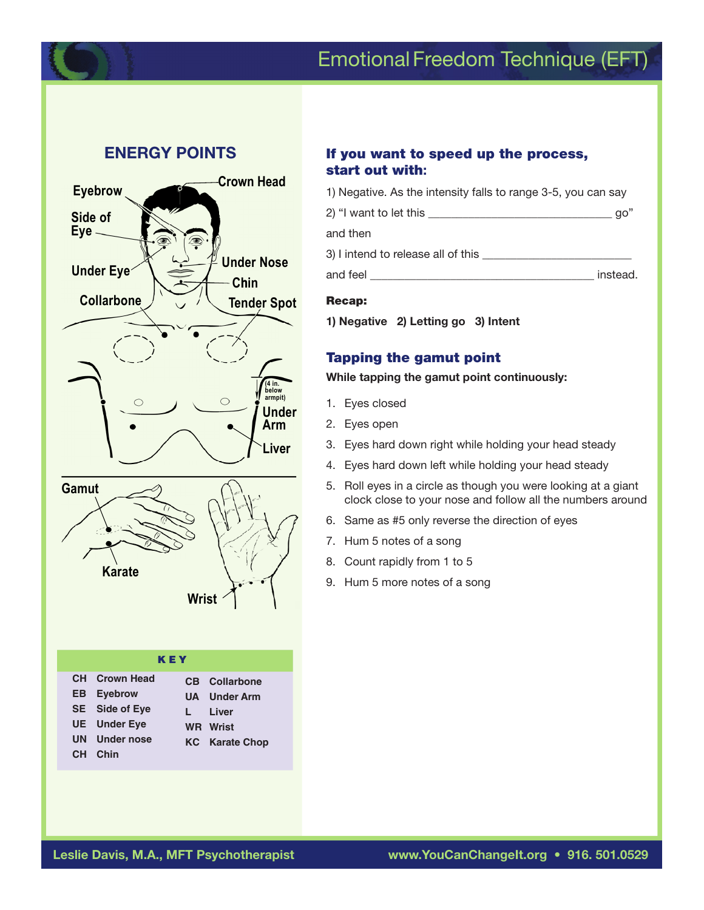# Emotional Freedom Technique (EFT)

## ENERGY POINTS

Eyebrow

Crown Head

Side of Eye

Under Eye

Under Nose

Chin

Collarbone

Tender Spot

(4 in. below armpit)

Under Arm

Liver

Gamut

Karate

Wrist

| KEY | | | |
|---|---|---|---|
| CH | Crown Head | CB | Collarbone |
| EB | Eyebrow | UA | Under Arm |
| SE | Side of Eye | L | Liver |
| UE | Under Eye | WR | Wrist |
| UN | Under nose | KC | Karate Chop |
| CH | Chin | | |

## If you want to speed up the process, start out with:

1) Negative. As the intensity falls to range 3-5, you can say

2) "I want to let this ______________________________ go"

and then

3) I intend to release all of this ________________________

and feel ______________________________________ instead.

**Recap:**

**1) Negative 2) Letting go 3) Intent**

## Tapping the gamut point

**While tapping the gamut point continuously:**

1. Eyes closed
2. Eyes open
3. Eyes hard down right while holding your head steady
4. Eyes hard down left while holding your head steady
5. Roll eyes in a circle as though you were looking at a giant clock close to your nose and follow all the numbers around
6. Same as #5 only reverse the direction of eyes
7. Hum 5 notes of a song
8. Count rapidly from 1 to 5
9. Hum 5 more notes of a song

Leslie Davis, M.A., MFT Psychotherapist

www.YouCanChangeIt.org • 916. 501.0529